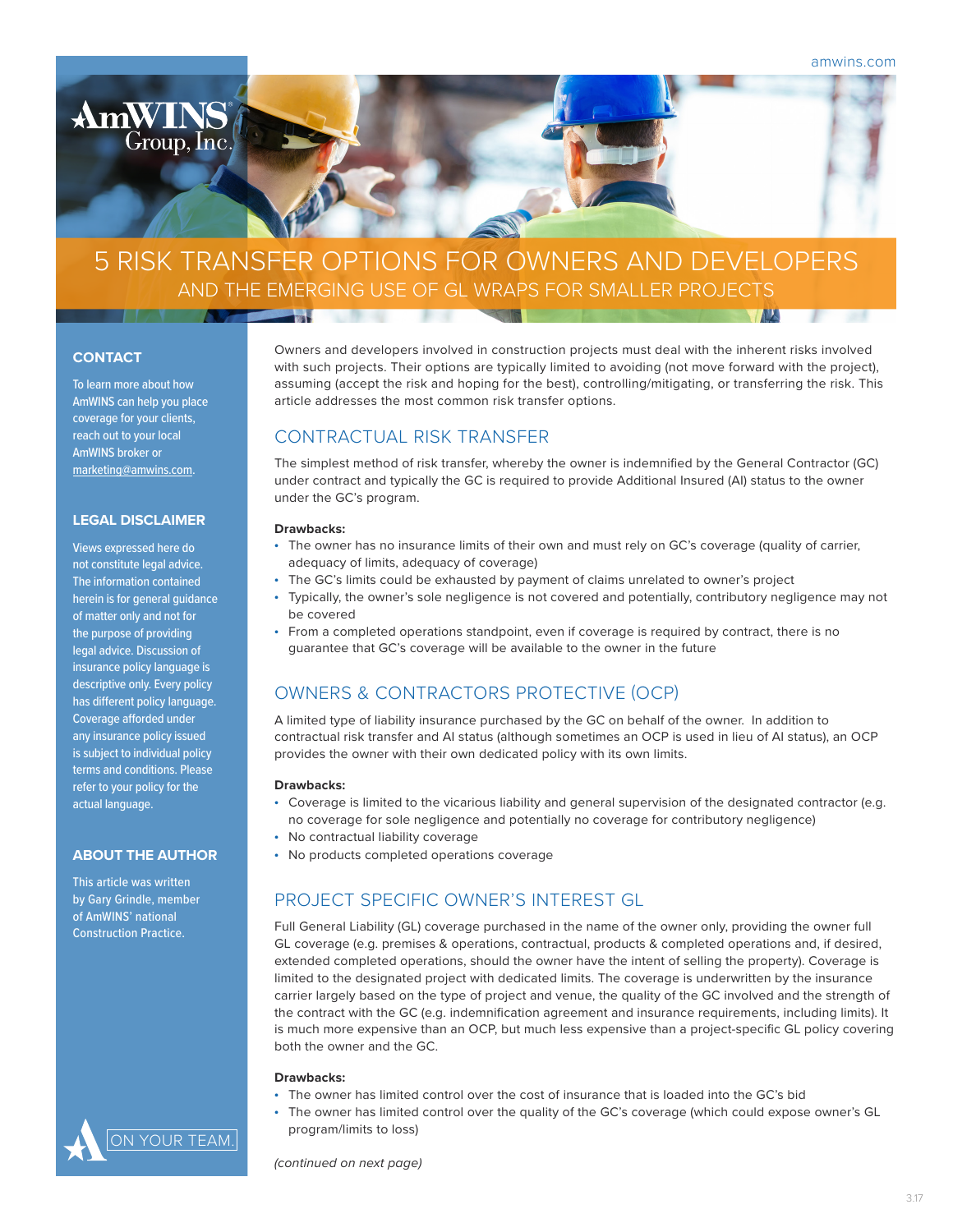# 5 RISK TRANSFER OPTIONS FOR OWNERS AND DEVELOPERS

## AND THE EMERGING USE OF GL WRAPS FOR SMALLER PROJECTS

Owners and developers involved in construction projects must deal with the inherent risks involved with such projects. Their options are typically limited to avoiding (not move forward with the project), assuming (accept the risk and hoping for the best), controlling/mitigating, or transferring the risk. This article addresses the most common risk transfer options.

## CONTRACTUAL RISK TRANSFER

The simplest method of risk transfer, whereby the owner is indemnified by the General Contractor (GC) under contract and typically the GC is required to provide Additional Insured (AI) status to the owner under the GC's program.

**Drawbacks:**

- The owner has no insurance limits of their own and must rely on GC's coverage (quality of carrier, adequacy of limits, adequacy of coverage)
- The GC's limits could be exhausted by payment of claims unrelated to owner's project
- Typically, the owner's sole negligence is not covered and potentially, contributory negligence may not be covered
- From a completed operations standpoint, even if coverage is required by contract, there is no guarantee that GC's coverage will be available to the owner in the future

## OWNERS & CONTRACTORS PROTECTIVE (OCP)

A limited type of liability insurance purchased by the GC on behalf of the owner. In addition to contractual risk transfer and AI status (although sometimes an OCP is used in lieu of AI status), an OCP provides the owner with their own dedicated policy with its own limits.

**Drawbacks:**

- Coverage is limited to the vicarious liability and general supervision of the designated contractor (e.g. no coverage for sole negligence and potentially no coverage for contributory negligence)
- No contractual liability coverage
- No products completed operations coverage

## PROJECT SPECIFIC OWNER'S INTEREST GL

Full General Liability (GL) coverage purchased in the name of the owner only, providing the owner full GL coverage (e.g. premises & operations, contractual, products & completed operations and, if desired, extended completed operations, should the owner have the intent of selling the property). Coverage is limited to the designated project with dedicated limits. The coverage is underwritten by the insurance carrier largely based on the type of project and venue, the quality of the GC involved and the strength of the contract with the GC (e.g. indemnification agreement and insurance requirements, including limits). It is much more expensive than an OCP, but much less expensive than a project-specific GL policy covering both the owner and the GC.

**Drawbacks:**

- The owner has limited control over the cost of insurance that is loaded into the GC's bid
- The owner has limited control over the quality of the GC's coverage (which could expose owner's GL program/limits to loss)

*(continued on next page)*

### CONTACT

To learn more about how AmWINS can help you place coverage for your clients, reach out to your local AmWINS broker or marketing@amwins.com.

### LEGAL DISCLAIMER

Views expressed here do not constitute legal advice. The information contained herein is for general guidance of matter only and not for the purpose of providing legal advice. Discussion of insurance policy language is descriptive only. Every policy has different policy language. Coverage afforded under any insurance policy issued is subject to individual policy terms and conditions. Please refer to your policy for the actual language.

### ABOUT THE AUTHOR

This article was written by Gary Grindle, member of AmWINS' national Construction Practice.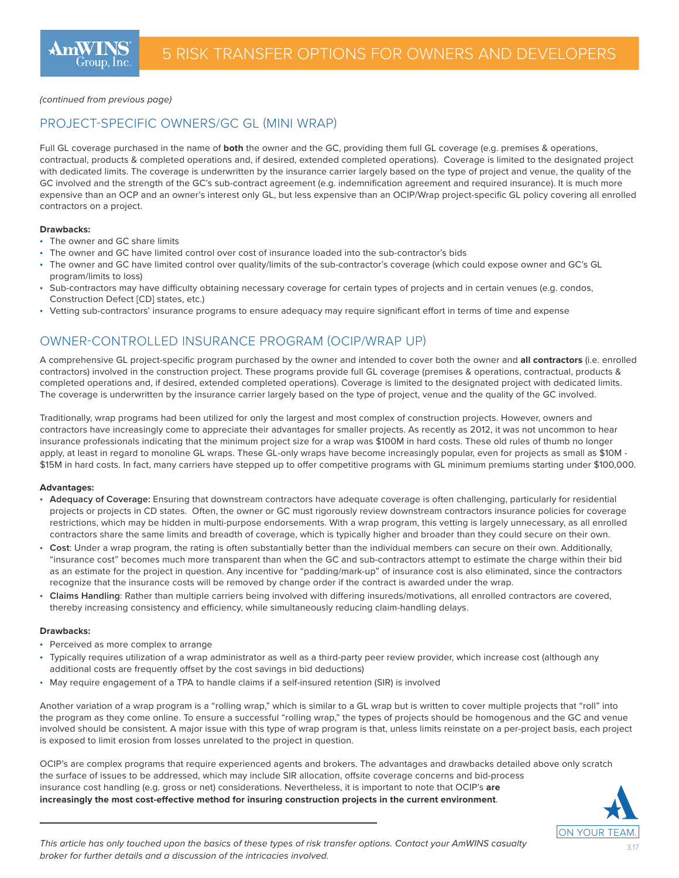*(continued from previous page)*

## PROJECT-SPECIFIC OWNERS/GC GL (MINI WRAP)

Full GL coverage purchased in the name of **both** the owner and the GC, providing them full GL coverage (e.g. premises & operations, contractual, products & completed operations and, if desired, extended completed operations). Coverage is limited to the designated project with dedicated limits. The coverage is underwritten by the insurance carrier largely based on the type of project and venue, the quality of the GC involved and the strength of the GC's sub-contract agreement (e.g. indemnification agreement and required insurance). It is much more expensive than an OCP and an owner's interest only GL, but less expensive than an OCIP/Wrap project-specific GL policy covering all enrolled contractors on a project.

**Drawbacks:**

- The owner and GC share limits
- The owner and GC have limited control over cost of insurance loaded into the sub-contractor's bids
- The owner and GC have limited control over quality/limits of the sub-contractor's coverage (which could expose owner and GC's GL program/limits to loss)
- Sub-contractors may have difficulty obtaining necessary coverage for certain types of projects and in certain venues (e.g. condos, Construction Defect [CD] states, etc.)
- Vetting sub-contractors' insurance programs to ensure adequacy may require significant effort in terms of time and expense

## OWNER-CONTROLLED INSURANCE PROGRAM (OCIP/WRAP UP)

A comprehensive GL project-specific program purchased by the owner and intended to cover both the owner and **all contractors** (i.e. enrolled contractors) involved in the construction project. These programs provide full GL coverage (premises & operations, contractual, products & completed operations and, if desired, extended completed operations). Coverage is limited to the designated project with dedicated limits. The coverage is underwritten by the insurance carrier largely based on the type of project, venue and the quality of the GC involved.

Traditionally, wrap programs had been utilized for only the largest and most complex of construction projects. However, owners and contractors have increasingly come to appreciate their advantages for smaller projects. As recently as 2012, it was not uncommon to hear insurance professionals indicating that the minimum project size for a wrap was $100M in hard costs. These old rules of thumb no longer apply, at least in regard to monoline GL wraps. These GL-only wraps have become increasingly popular, even for projects as small as $10M - $15M in hard costs. In fact, many carriers have stepped up to offer competitive programs with GL minimum premiums starting under $100,000.

**Advantages:**

- **Adequacy of Coverage:** Ensuring that downstream contractors have adequate coverage is often challenging, particularly for residential projects or projects in CD states. Often, the owner or GC must rigorously review downstream contractors insurance policies for coverage restrictions, which may be hidden in multi-purpose endorsements. With a wrap program, this vetting is largely unnecessary, as all enrolled contractors share the same limits and breadth of coverage, which is typically higher and broader than they could secure on their own.
- **Cost**: Under a wrap program, the rating is often substantially better than the individual members can secure on their own. Additionally, "insurance cost" becomes much more transparent than when the GC and sub-contractors attempt to estimate the charge within their bid as an estimate for the project in question. Any incentive for "padding/mark-up" of insurance cost is also eliminated, since the contractors recognize that the insurance costs will be removed by change order if the contract is awarded under the wrap.
- **Claims Handling**: Rather than multiple carriers being involved with differing insureds/motivations, all enrolled contractors are covered, thereby increasing consistency and efficiency, while simultaneously reducing claim-handling delays.

**Drawbacks:**

- Perceived as more complex to arrange
- Typically requires utilization of a wrap administrator as well as a third-party peer review provider, which increase cost (although any additional costs are frequently offset by the cost savings in bid deductions)
- May require engagement of a TPA to handle claims if a self-insured retention (SIR) is involved

Another variation of a wrap program is a "rolling wrap," which is similar to a GL wrap but is written to cover multiple projects that "roll" into the program as they come online. To ensure a successful "rolling wrap," the types of projects should be homogenous and the GC and venue involved should be consistent. A major issue with this type of wrap program is that, unless limits reinstate on a per-project basis, each project is exposed to limit erosion from losses unrelated to the project in question.

OCIP's are complex programs that require experienced agents and brokers. The advantages and drawbacks detailed above only scratch the surface of issues to be addressed, which may include SIR allocation, offsite coverage concerns and bid-process insurance cost handling (e.g. gross or net) considerations. Nevertheless, it is important to note that OCIP's **are increasingly the most cost-effective method for insuring construction projects in the current environment**.

---

*This article has only touched upon the basics of these types of risk transfer options. Contact your AmWINS casualty broker for further details and a discussion of the intricacies involved.*